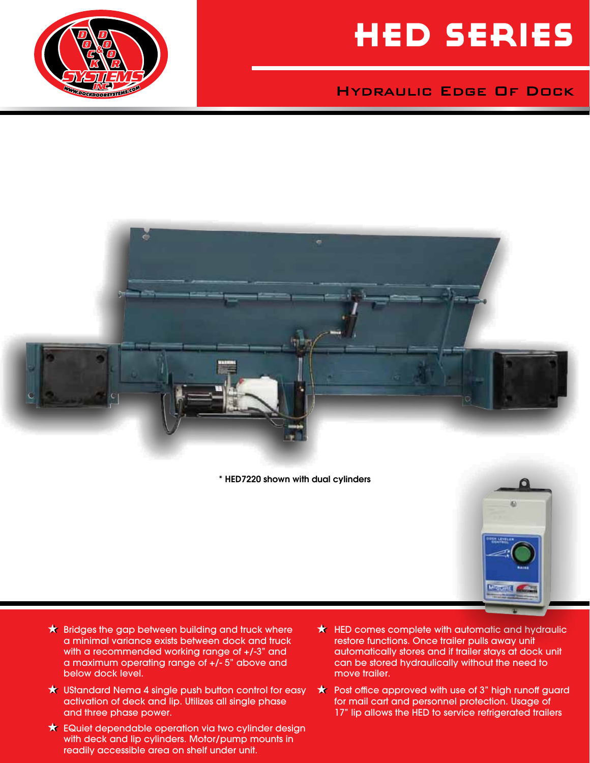# HED SERIES

## Hydraulic Edge Of Dock

\* HED7220 shown with dual cylinders

- Bridges the gap between building and truck where a minimal variance exists between dock and truck with a recommended working range of +/-3" and a maximum operating range of +/- 5" above and below dock level.
- UStandard Nema 4 single push button control for easy activation of deck and lip. Utilizes all single phase and three phase power.
- EQuiet dependable operation via two cylinder design with deck and lip cylinders. Motor/pump mounts in readily accessible area on shelf under unit.
- HED comes complete with automatic and hydraulic restore functions. Once trailer pulls away unit automatically stores and if trailer stays at dock unit can be stored hydraulically without the need to move trailer.
- Post office approved with use of 3" high runoff guard for mail cart and personnel protection. Usage of 17" lip allows the HED to service refrigerated trailers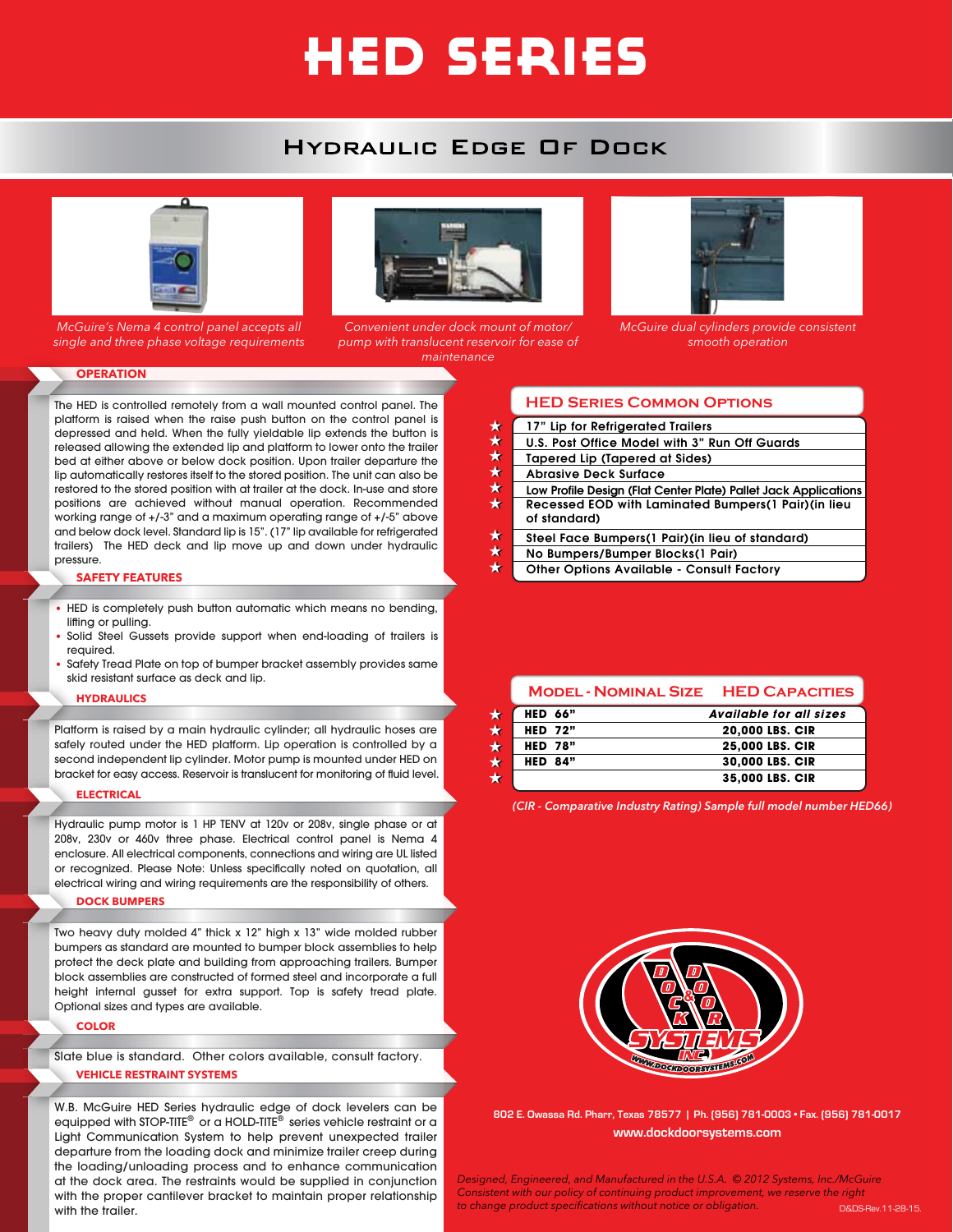# HED SERIES

## Hydraulic Edge Of Dock

McGuire's Nema 4 control panel accepts all single and three phase voltage requirements

Convenient under dock mount of motor/ pump with translucent reservoir for ease of maintenance

McGuire dual cylinders provide consistent smooth operation

### OPERATION

The HED is controlled remotely from a wall mounted control panel. The platform is raised when the raise push button on the control panel is depressed and held. When the fully yieldable lip extends the button is released allowing the extended lip and platform to lower onto the trailer bed at either above or below dock position. Upon trailer departure the lip automatically restores itself to the stored position. The unit can also be restored to the stored position with at trailer at the dock. In-use and store positions are achieved without manual operation. Recommended working range of +/-3" and a maximum operating range of +/-5" above and below dock level. Standard lip is 15". (17" lip available for refrigerated trailers) The HED deck and lip move up and down under hydraulic pressure.

### SAFETY FEATURES

- HED is completely push button automatic which means no bending, lifting or pulling.
- Solid Steel Gussets provide support when end-loading of trailers is required.
- Safety Tread Plate on top of bumper bracket assembly provides same skid resistant surface as deck and lip.

### HYDRAULICS

Platform is raised by a main hydraulic cylinder; all hydraulic hoses are safely routed under the HED platform. Lip operation is controlled by a second independent lip cylinder. Motor pump is mounted under HED on bracket for easy access. Reservoir is translucent for monitoring of fluid level.

### ELECTRICAL

Hydraulic pump motor is 1 HP TENV at 120v or 208v, single phase or at 208v, 230v or 460v three phase. Electrical control panel is Nema 4 enclosure. All electrical components, connections and wiring are UL listed or recognized. Please Note: Unless specifically noted on quotation, all electrical wiring and wiring requirements are the responsibility of others.

### DOCK BUMPERS

Two heavy duty molded 4" thick x 12" high x 13" wide molded rubber bumpers as standard are mounted to bumper block assemblies to help protect the deck plate and building from approaching trailers. Bumper block assemblies are constructed of formed steel and incorporate a full height internal gusset for extra support. Top is safety tread plate. Optional sizes and types are available.

### COLOR

Slate blue is standard. Other colors available, consult factory.

### VEHICLE RESTRAINT SYSTEMS

W.B. McGuire HED Series hydraulic edge of dock levelers can be equipped with STOP-TITE® or a HOLD-TITE® series vehicle restraint or a Light Communication System to help prevent unexpected trailer departure from the loading dock and minimize trailer creep during the loading/unloading process and to enhance communication at the dock area. The restraints would be supplied in conjunction with the proper cantilever bracket to maintain proper relationship with the trailer.

### HED Series Common Options

- ★ 17" Lip for Refrigerated Trailers
- ★ U.S. Post Office Model with 3" Run Off Guards
- ★ Tapered Lip (Tapered at Sides)
- ★ Abrasive Deck Surface
- ★ Low Profile Design (Flat Center Plate) Pallet Jack Applications
- ★ Recessed EOD with Laminated Bumpers(1 Pair)(in lieu of standard)
- ★ Steel Face Bumpers(1 Pair)(in lieu of standard)
- ★ No Bumpers/Bumper Blocks(1 Pair)
- ★ Other Options Available - Consult Factory

| Model - Nominal Size | HED Capacities |
|---|---|
| HED 66" | Available for all sizes |
| HED 72" | 20,000 LBS. CIR |
| HED 78" | 25,000 LBS. CIR |
| HED 84" | 30,000 LBS. CIR |
| | 35,000 LBS. CIR |

*(CIR - Comparative Industry Rating) Sample full model number HED66)*

DOCK & DOOR SYSTEMS INC
WWW.DOCKDOORSYSTEMS.COM

802 E. Owassa Rd. Pharr, Texas 78577 | Ph. (956) 781-0003 • Fax. (956) 781-0017
www.dockdoorsystems.com

*Designed, Engineered, and Manufactured in the U.S.A. © 2012 Systems, Inc./McGuire Consistent with our policy of continuing product improvement, we reserve the right to change product specifications without notice or obligation.*

D&DS-Rev.11-28-15.